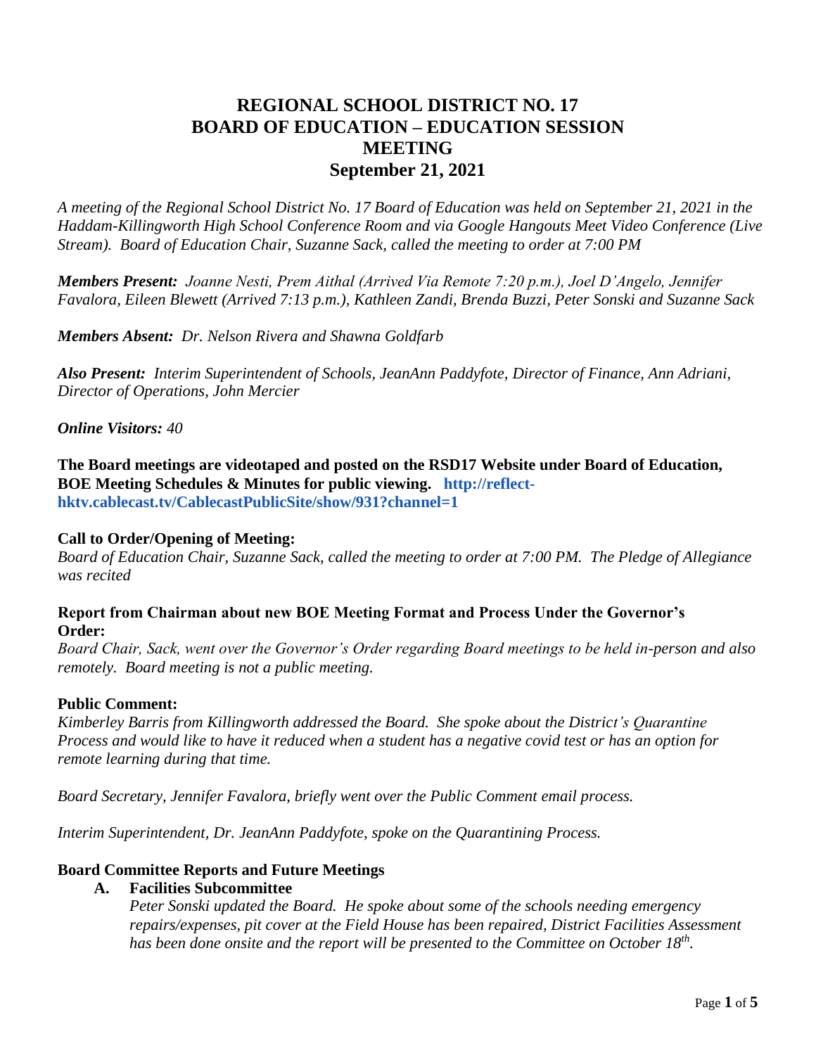# REGIONAL SCHOOL DISTRICT NO. 17
# BOARD OF EDUCATION – EDUCATION SESSION MEETING
# September 21, 2021

*A meeting of the Regional School District No. 17 Board of Education was held on September 21, 2021 in the Haddam-Killingworth High School Conference Room and via Google Hangouts Meet Video Conference (Live Stream). Board of Education Chair, Suzanne Sack, called the meeting to order at 7:00 PM*

***Members Present:*** *Joanne Nesti, Prem Aithal (Arrived Via Remote 7:20 p.m.), Joel D'Angelo, Jennifer Favalora, Eileen Blewett (Arrived 7:13 p.m.), Kathleen Zandi, Brenda Buzzi, Peter Sonski and Suzanne Sack*

***Members Absent:*** *Dr. Nelson Rivera and Shawna Goldfarb*

***Also Present:*** *Interim Superintendent of Schools, JeanAnn Paddyfote, Director of Finance, Ann Adriani, Director of Operations, John Mercier*

***Online Visitors:*** *40*

**The Board meetings are videotaped and posted on the RSD17 Website under Board of Education, BOE Meeting Schedules & Minutes for public viewing. http://reflect-hktv.cablecast.tv/CablecastPublicSite/show/931?channel=1**

**Call to Order/Opening of Meeting:**
*Board of Education Chair, Suzanne Sack, called the meeting to order at 7:00 PM. The Pledge of Allegiance was recited*

**Report from Chairman about new BOE Meeting Format and Process Under the Governor's Order:**
*Board Chair, Sack, went over the Governor's Order regarding Board meetings to be held in-person and also remotely. Board meeting is not a public meeting.*

**Public Comment:**
*Kimberley Barris from Killingworth addressed the Board. She spoke about the District's Quarantine Process and would like to have it reduced when a student has a negative covid test or has an option for remote learning during that time.*

*Board Secretary, Jennifer Favalora, briefly went over the Public Comment email process.*

*Interim Superintendent, Dr. JeanAnn Paddyfote, spoke on the Quarantining Process.*

**Board Committee Reports and Future Meetings**

**A. Facilities Subcommittee**
*Peter Sonski updated the Board. He spoke about some of the schools needing emergency repairs/expenses, pit cover at the Field House has been repaired, District Facilities Assessment has been done onsite and the report will be presented to the Committee on October 18th.*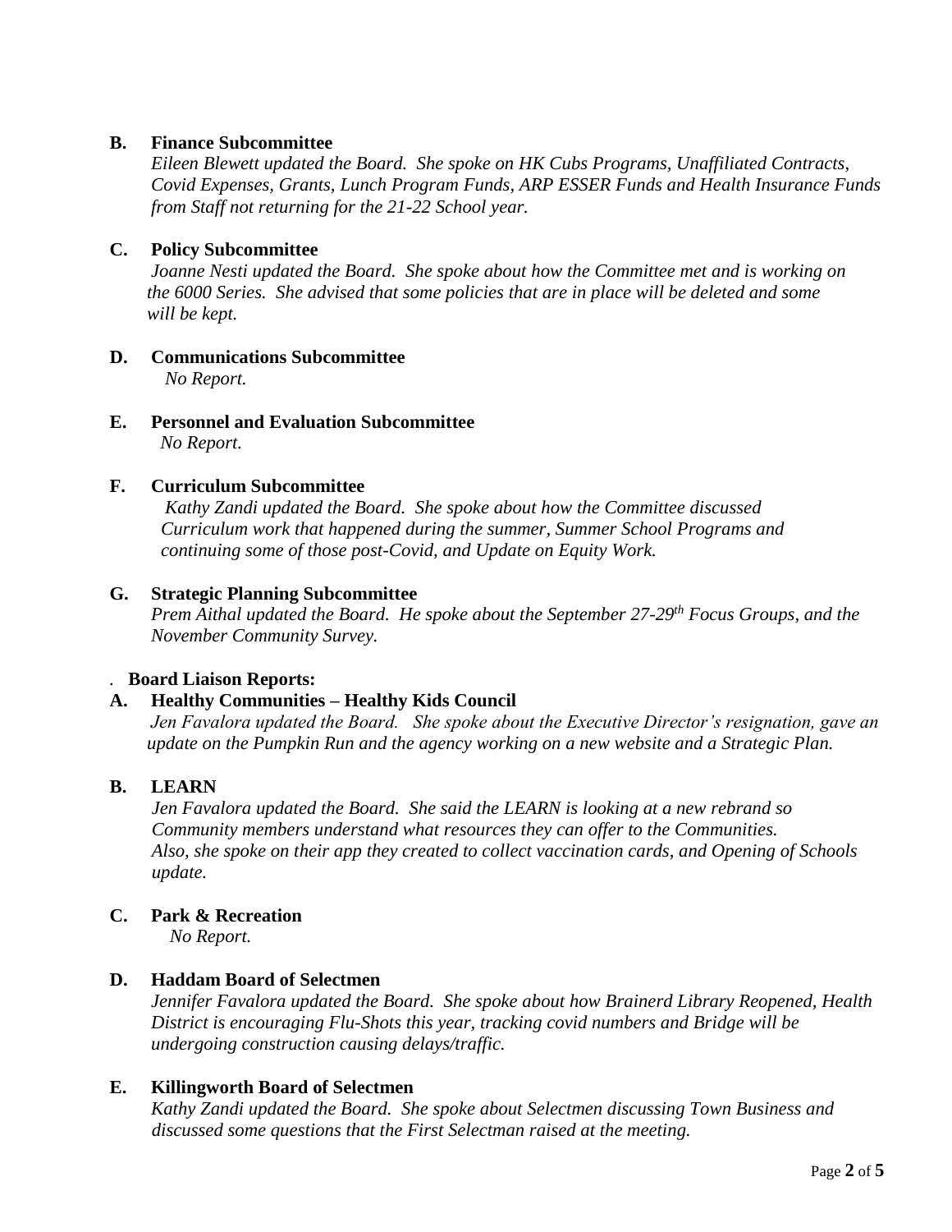**B. Finance Subcommittee**

*Eileen Blewett updated the Board. She spoke on HK Cubs Programs, Unaffiliated Contracts, Covid Expenses, Grants, Lunch Program Funds, ARP ESSER Funds and Health Insurance Funds from Staff not returning for the 21-22 School year.*

**C. Policy Subcommittee**

*Joanne Nesti updated the Board. She spoke about how the Committee met and is working on the 6000 Series. She advised that some policies that are in place will be deleted and some will be kept.*

**D. Communications Subcommittee**

*No Report.*

**E. Personnel and Evaluation Subcommittee**

*No Report.*

**F. Curriculum Subcommittee**

*Kathy Zandi updated the Board. She spoke about how the Committee discussed Curriculum work that happened during the summer, Summer School Programs and continuing some of those post-Covid, and Update on Equity Work.*

**G. Strategic Planning Subcommittee**

*Prem Aithal updated the Board. He spoke about the September 27-29th Focus Groups, and the November Community Survey.*

. **Board Liaison Reports:**

**A. Healthy Communities – Healthy Kids Council**

*Jen Favalora updated the Board. She spoke about the Executive Director's resignation, gave an update on the Pumpkin Run and the agency working on a new website and a Strategic Plan.*

**B. LEARN**

*Jen Favalora updated the Board. She said the LEARN is looking at a new rebrand so Community members understand what resources they can offer to the Communities. Also, she spoke on their app they created to collect vaccination cards, and Opening of Schools update.*

**C. Park & Recreation**

*No Report.*

**D. Haddam Board of Selectmen**

*Jennifer Favalora updated the Board. She spoke about how Brainerd Library Reopened, Health District is encouraging Flu-Shots this year, tracking covid numbers and Bridge will be undergoing construction causing delays/traffic.*

**E. Killingworth Board of Selectmen**

*Kathy Zandi updated the Board. She spoke about Selectmen discussing Town Business and discussed some questions that the First Selectman raised at the meeting.*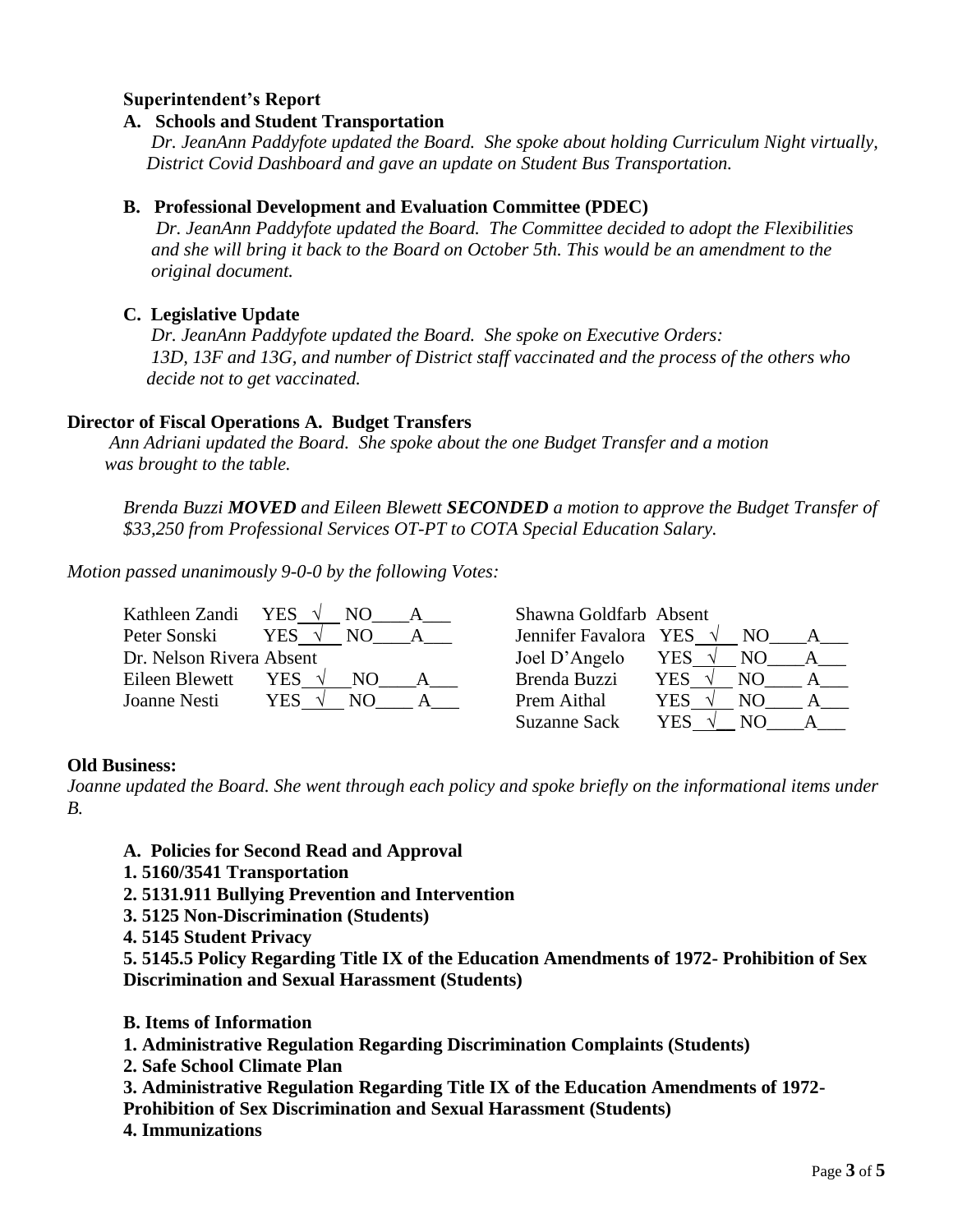**Superintendent's Report**

**A. Schools and Student Transportation**

*Dr. JeanAnn Paddyfote updated the Board. She spoke about holding Curriculum Night virtually, District Covid Dashboard and gave an update on Student Bus Transportation.*

**B. Professional Development and Evaluation Committee (PDEC)**

*Dr. JeanAnn Paddyfote updated the Board. The Committee decided to adopt the Flexibilities and she will bring it back to the Board on October 5th. This would be an amendment to the original document.*

**C. Legislative Update**

*Dr. JeanAnn Paddyfote updated the Board. She spoke on Executive Orders: 13D, 13F and 13G, and number of District staff vaccinated and the process of the others who decide not to get vaccinated.*

**Director of Fiscal Operations A. Budget Transfers**

*Ann Adriani updated the Board. She spoke about the one Budget Transfer and a motion was brought to the table.*

*Brenda Buzzi* ***MOVED*** *and Eileen Blewett* ***SECONDED*** *a motion to approve the Budget Transfer of $33,250 from Professional Services OT-PT to COTA Special Education Salary.*

*Motion passed unanimously 9-0-0 by the following Votes:*

| Member | Vote | Member | Vote |
|---|---|---|---|
| Kathleen Zandi | YES √ NO___ A___ | Shawna Goldfarb | Absent |
| Peter Sonski | YES √ NO___ A___ | Jennifer Favalora | YES √ NO___ A___ |
| Dr. Nelson Rivera | Absent | Joel D'Angelo | YES √ NO___ A___ |
| Eileen Blewett | YES √ NO___ A___ | Brenda Buzzi | YES √ NO___ A___ |
| Joanne Nesti | YES √ NO___ A___ | Prem Aithal | YES √ NO___ A___ |
| | | Suzanne Sack | YES √ NO___ A___ |

**Old Business:**

*Joanne updated the Board. She went through each policy and spoke briefly on the informational items under B.*

**A. Policies for Second Read and Approval**

**1. 5160/3541 Transportation**

**2. 5131.911 Bullying Prevention and Intervention**

**3. 5125 Non-Discrimination (Students)**

**4. 5145 Student Privacy**

**5. 5145.5 Policy Regarding Title IX of the Education Amendments of 1972- Prohibition of Sex Discrimination and Sexual Harassment (Students)**

**B. Items of Information**

**1. Administrative Regulation Regarding Discrimination Complaints (Students)**

**2. Safe School Climate Plan**

**3. Administrative Regulation Regarding Title IX of the Education Amendments of 1972- Prohibition of Sex Discrimination and Sexual Harassment (Students)**

**4. Immunizations**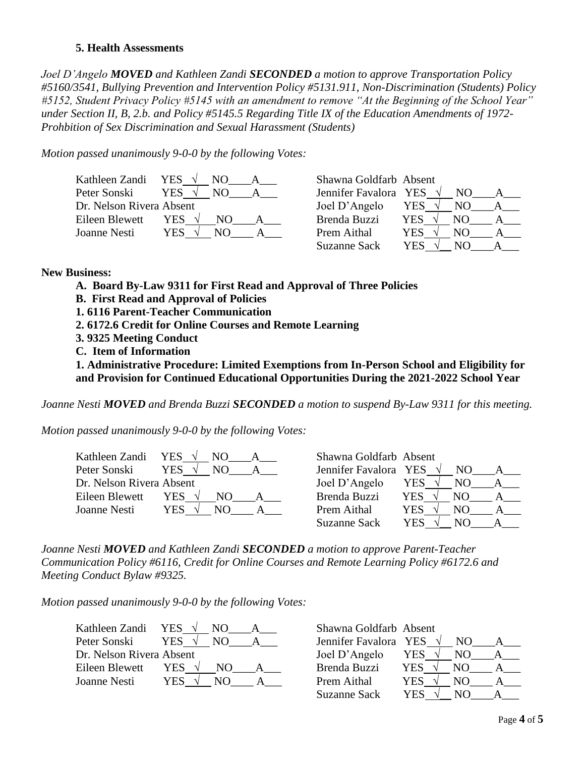**5. Health Assessments**

*Joel D'Angelo **MOVED** and Kathleen Zandi **SECONDED** a motion to approve Transportation Policy #5160/3541, Bullying Prevention and Intervention Policy #5131.911, Non-Discrimination (Students) Policy #5152, Student Privacy Policy #5145 with an amendment to remove "At the Beginning of the School Year" under Section II, B, 2.b. and Policy #5145.5 Regarding Title IX of the Education Amendments of 1972- Prohbition of Sex Discrimination and Sexual Harassment (Students)*

*Motion passed unanimously 9-0-0 by the following Votes:*

| Member | Vote | Member | Vote |
|---|---|---|---|
| Kathleen Zandi | YES √ NO\_\_\_\_ A\_\_\_ | Shawna Goldfarb | Absent |
| Peter Sonski | YES √ NO\_\_\_\_ A\_\_\_ | Jennifer Favalora | YES √ NO\_\_\_\_ A\_\_\_ |
| Dr. Nelson Rivera | Absent | Joel D'Angelo | YES √ NO\_\_\_\_ A\_\_\_ |
| Eileen Blewett | YES √ NO\_\_\_\_ A\_\_\_ | Brenda Buzzi | YES √ NO\_\_\_\_ A\_\_\_ |
| Joanne Nesti | YES √ NO\_\_\_\_ A\_\_\_ | Prem Aithal | YES √ NO\_\_\_\_ A\_\_\_ |
| | | Suzanne Sack | YES √ NO\_\_\_\_ A\_\_\_ |

**New Business:**

**A. Board By-Law 9311 for First Read and Approval of Three Policies**

**B. First Read and Approval of Policies**

**1. 6116 Parent-Teacher Communication**

**2. 6172.6 Credit for Online Courses and Remote Learning**

**3. 9325 Meeting Conduct**

**C. Item of Information**

**1. Administrative Procedure: Limited Exemptions from In-Person School and Eligibility for and Provision for Continued Educational Opportunities During the 2021-2022 School Year**

*Joanne Nesti **MOVED** and Brenda Buzzi **SECONDED** a motion to suspend By-Law 9311 for this meeting.*

*Motion passed unanimously 9-0-0 by the following Votes:*

| Member | Vote | Member | Vote |
|---|---|---|---|
| Kathleen Zandi | YES √ NO\_\_\_\_ A\_\_\_ | Shawna Goldfarb | Absent |
| Peter Sonski | YES √ NO\_\_\_\_ A\_\_\_ | Jennifer Favalora | YES √ NO\_\_\_\_ A\_\_\_ |
| Dr. Nelson Rivera | Absent | Joel D'Angelo | YES √ NO\_\_\_\_ A\_\_\_ |
| Eileen Blewett | YES √ NO\_\_\_\_ A\_\_\_ | Brenda Buzzi | YES √ NO\_\_\_\_ A\_\_\_ |
| Joanne Nesti | YES √ NO\_\_\_\_ A\_\_\_ | Prem Aithal | YES √ NO\_\_\_\_ A\_\_\_ |
| | | Suzanne Sack | YES √ NO\_\_\_\_ A\_\_\_ |

*Joanne Nesti **MOVED** and Kathleen Zandi **SECONDED** a motion to approve Parent-Teacher Communication Policy #6116, Credit for Online Courses and Remote Learning Policy #6172.6 and Meeting Conduct Bylaw #9325.*

*Motion passed unanimously 9-0-0 by the following Votes:*

| Member | Vote | Member | Vote |
|---|---|---|---|
| Kathleen Zandi | YES √ NO\_\_\_\_ A\_\_\_ | Shawna Goldfarb | Absent |
| Peter Sonski | YES √ NO\_\_\_\_ A\_\_\_ | Jennifer Favalora | YES √ NO\_\_\_\_ A\_\_\_ |
| Dr. Nelson Rivera | Absent | Joel D'Angelo | YES √ NO\_\_\_\_ A\_\_\_ |
| Eileen Blewett | YES √ NO\_\_\_\_ A\_\_\_ | Brenda Buzzi | YES √ NO\_\_\_\_ A\_\_\_ |
| Joanne Nesti | YES √ NO\_\_\_\_ A\_\_\_ | Prem Aithal | YES √ NO\_\_\_\_ A\_\_\_ |
| | | Suzanne Sack | YES √ NO\_\_\_\_ A\_\_\_ |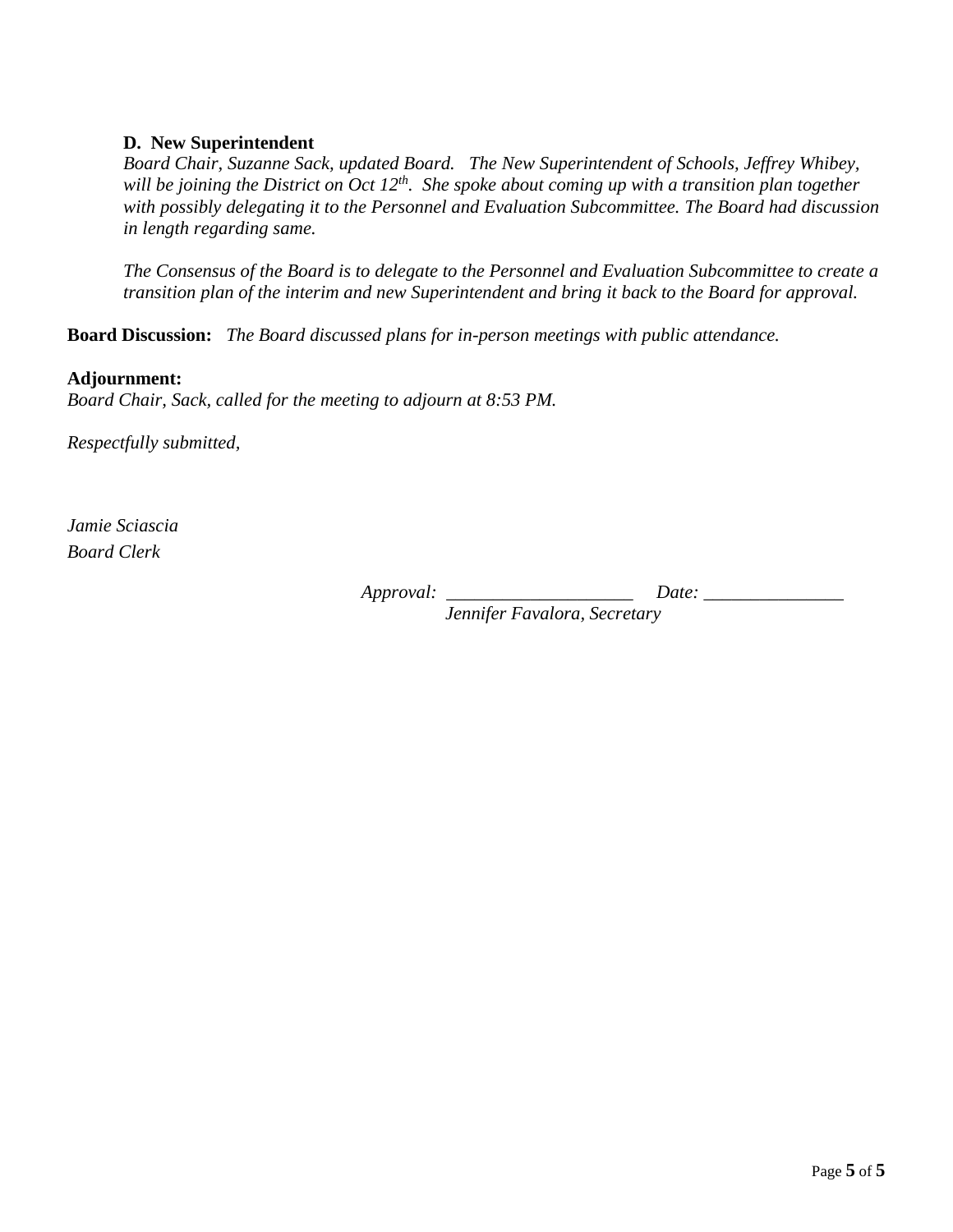**D. New Superintendent**

*Board Chair, Suzanne Sack, updated Board. The New Superintendent of Schools, Jeffrey Whibey, will be joining the District on Oct 12th. She spoke about coming up with a transition plan together with possibly delegating it to the Personnel and Evaluation Subcommittee. The Board had discussion in length regarding same.*

*The Consensus of the Board is to delegate to the Personnel and Evaluation Subcommittee to create a transition plan of the interim and new Superintendent and bring it back to the Board for approval.*

**Board Discussion:** *The Board discussed plans for in-person meetings with public attendance.*

**Adjournment:**
*Board Chair, Sack, called for the meeting to adjourn at 8:53 PM.*

*Respectfully submitted,*

*Jamie Sciascia*
*Board Clerk*

*Approval:* ____________________ *Date:* _______________
*Jennifer Favalora, Secretary*